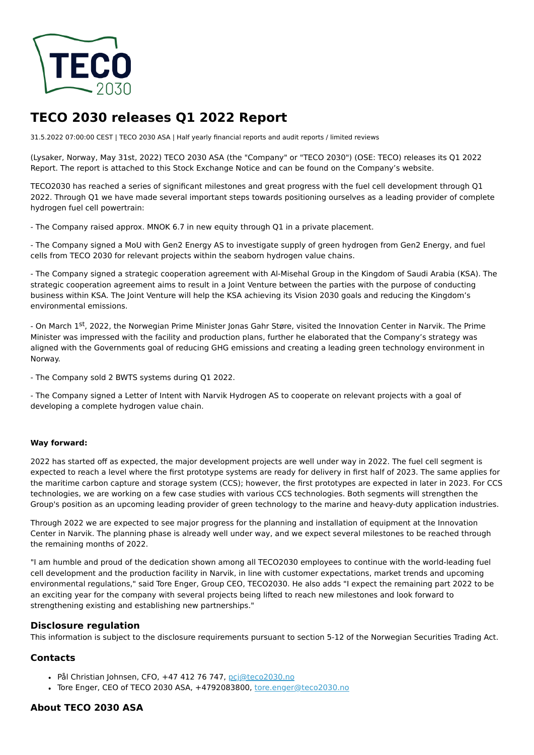# TECO 2030 releases Q1 2022 Report

31.5.2022 07:00:00 CEST | TECO 2030 ASA | Half yearly financial reports and audit reports / limited reviews

(Lysaker, Norway, May 31st, 2022) TECO 2030 ASA (the "Company" or "TECO 2030") (OSE: TECO) releases its Q1 2022 Report. The report is attached to this Stock Exchange Notice and can be found on the Company's website.

TECO2030 has reached a series of significant milestones and great progress with the fuel cell development through Q1 2022. Through Q1 we have made several important steps towards positioning ourselves as a leading provider of complete hydrogen fuel cell powertrain:

- The Company raised approx. MNOK 6.7 in new equity through Q1 in a private placement.

- The Company signed a MoU with Gen2 Energy AS to investigate supply of green hydrogen from Gen2 Energy, and fuel cells from TECO 2030 for relevant projects within the seaborn hydrogen value chains.

- The Company signed a strategic cooperation agreement with Al-Misehal Group in the Kingdom of Saudi Arabia (KSA). The strategic cooperation agreement aims to result in a Joint Venture between the parties with the purpose of conducting business within KSA. The Joint Venture will help the KSA achieving its Vision 2030 goals and reducing the Kingdom's environmental emissions.

- On March 1st, 2022, the Norwegian Prime Minister Jonas Gahr Støre, visited the Innovation Center in Narvik. The Prime Minister was impressed with the facility and production plans, further he elaborated that the Company's strategy was aligned with the Governments goal of reducing GHG emissions and creating a leading green technology environment in Norway.

- The Company sold 2 BWTS systems during Q1 2022.

- The Company signed a Letter of Intent with Narvik Hydrogen AS to cooperate on relevant projects with a goal of developing a complete hydrogen value chain.

**Way forward:**

2022 has started off as expected, the major development projects are well under way in 2022. The fuel cell segment is expected to reach a level where the first prototype systems are ready for delivery in first half of 2023. The same applies for the maritime carbon capture and storage system (CCS); however, the first prototypes are expected in later in 2023. For CCS technologies, we are working on a few case studies with various CCS technologies. Both segments will strengthen the Group's position as an upcoming leading provider of green technology to the marine and heavy-duty application industries.

Through 2022 we are expected to see major progress for the planning and installation of equipment at the Innovation Center in Narvik. The planning phase is already well under way, and we expect several milestones to be reached through the remaining months of 2022.

"I am humble and proud of the dedication shown among all TECO2030 employees to continue with the world-leading fuel cell development and the production facility in Narvik, in line with customer expectations, market trends and upcoming environmental regulations," said Tore Enger, Group CEO, TECO2030. He also adds "I expect the remaining part 2022 to be an exciting year for the company with several projects being lifted to reach new milestones and look forward to strengthening existing and establishing new partnerships."

## Disclosure regulation

This information is subject to the disclosure requirements pursuant to section 5-12 of the Norwegian Securities Trading Act.

## Contacts

- Pål Christian Johnsen, CFO, +47 412 76 747, pcj@teco2030.no
- Tore Enger, CEO of TECO 2030 ASA, +4792083800, tore.enger@teco2030.no

## About TECO 2030 ASA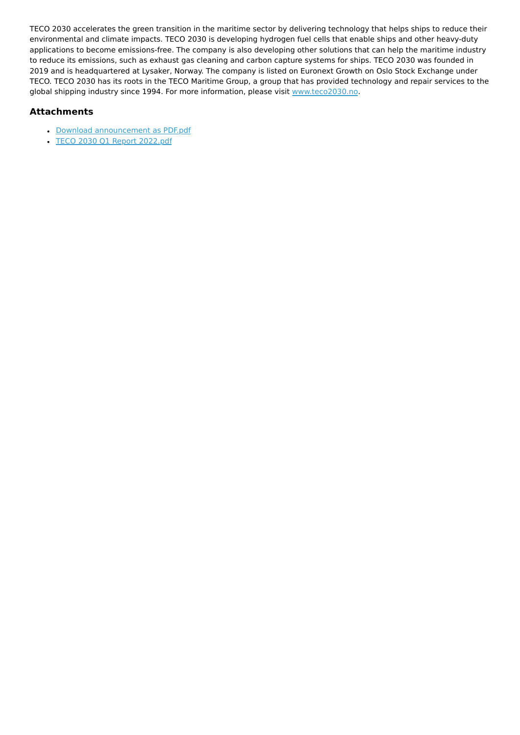TECO 2030 accelerates the green transition in the maritime sector by delivering technology that helps ships to reduce their environmental and climate impacts. TECO 2030 is developing hydrogen fuel cells that enable ships and other heavy-duty applications to become emissions-free. The company is also developing other solutions that can help the maritime industry to reduce its emissions, such as exhaust gas cleaning and carbon capture systems for ships. TECO 2030 was founded in 2019 and is headquartered at Lysaker, Norway. The company is listed on Euronext Growth on Oslo Stock Exchange under TECO. TECO 2030 has its roots in the TECO Maritime Group, a group that has provided technology and repair services to the global shipping industry since 1994. For more information, please visit [www.teco2030.no](www.teco2030.no).

## Attachments

- Download announcement as PDF.pdf
- TECO 2030 Q1 Report 2022.pdf